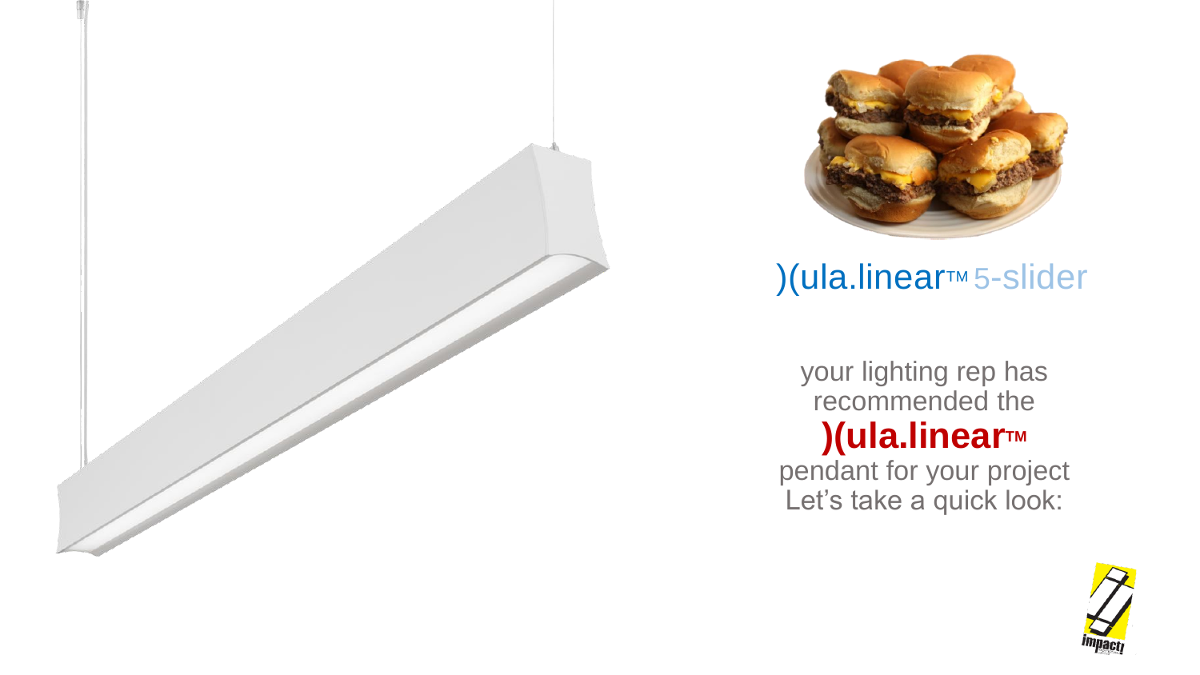## )(ula.linear™ 5-slider

your lighting rep has recommended the

**)(ula.linear™**

pendant for your project
Let's take a quick look: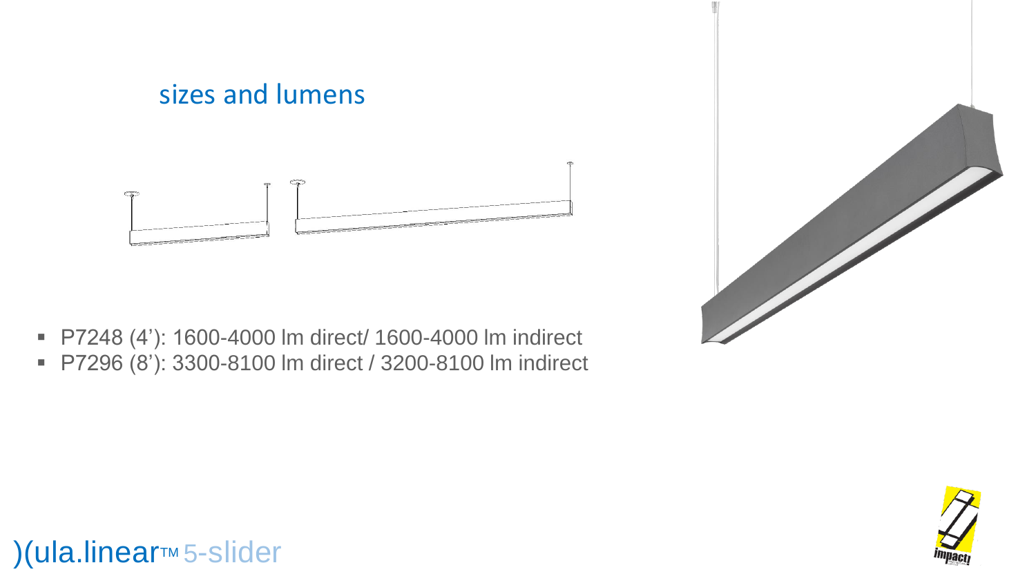## sizes and lumens

- P7248 (4'): 1600-4000 lm direct/ 1600-4000 lm indirect
- P7296 (8'): 3300-8100 lm direct / 3200-8100 lm indirect

)(ula.linear™ 5-slider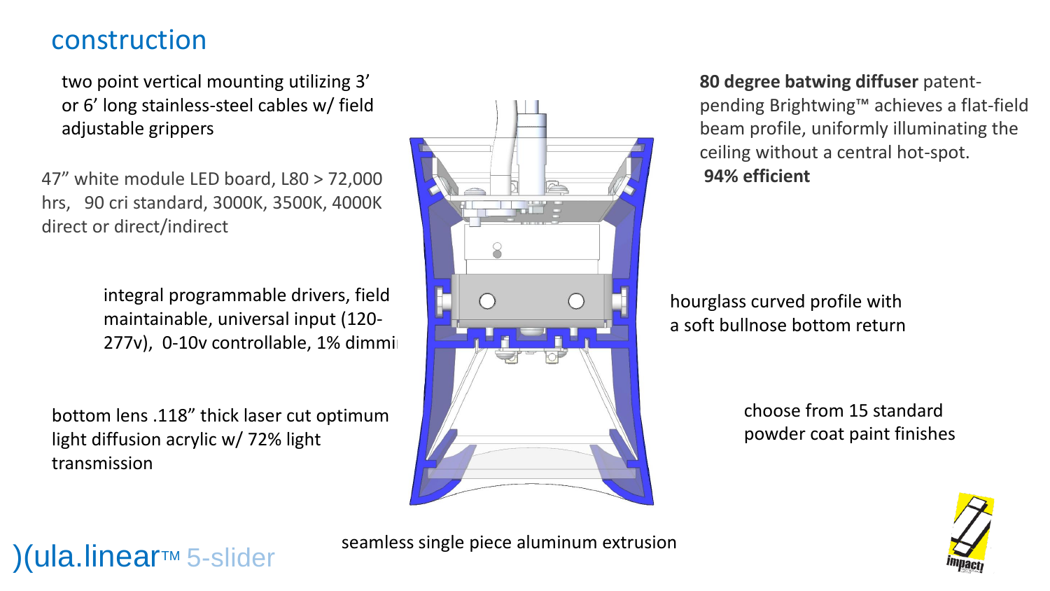## construction

two point vertical mounting utilizing 3' or 6' long stainless-steel cables w/ field adjustable grippers

47" white module LED board, L80 > 72,000 hrs, 90 cri standard, 3000K, 3500K, 4000K direct or direct/indirect

integral programmable drivers, field maintainable, universal input (120-277v), 0-10v controllable, 1% dimmi

bottom lens .118" thick laser cut optimum light diffusion acrylic w/ 72% light transmission

**80 degree batwing diffuser** patent-pending Brightwing™ achieves a flat-field beam profile, uniformly illuminating the ceiling without a central hot-spot.
**94% efficient**

hourglass curved profile with a soft bullnose bottom return

choose from 15 standard powder coat paint finishes

seamless single piece aluminum extrusion

)(ula.linear™ 5-slider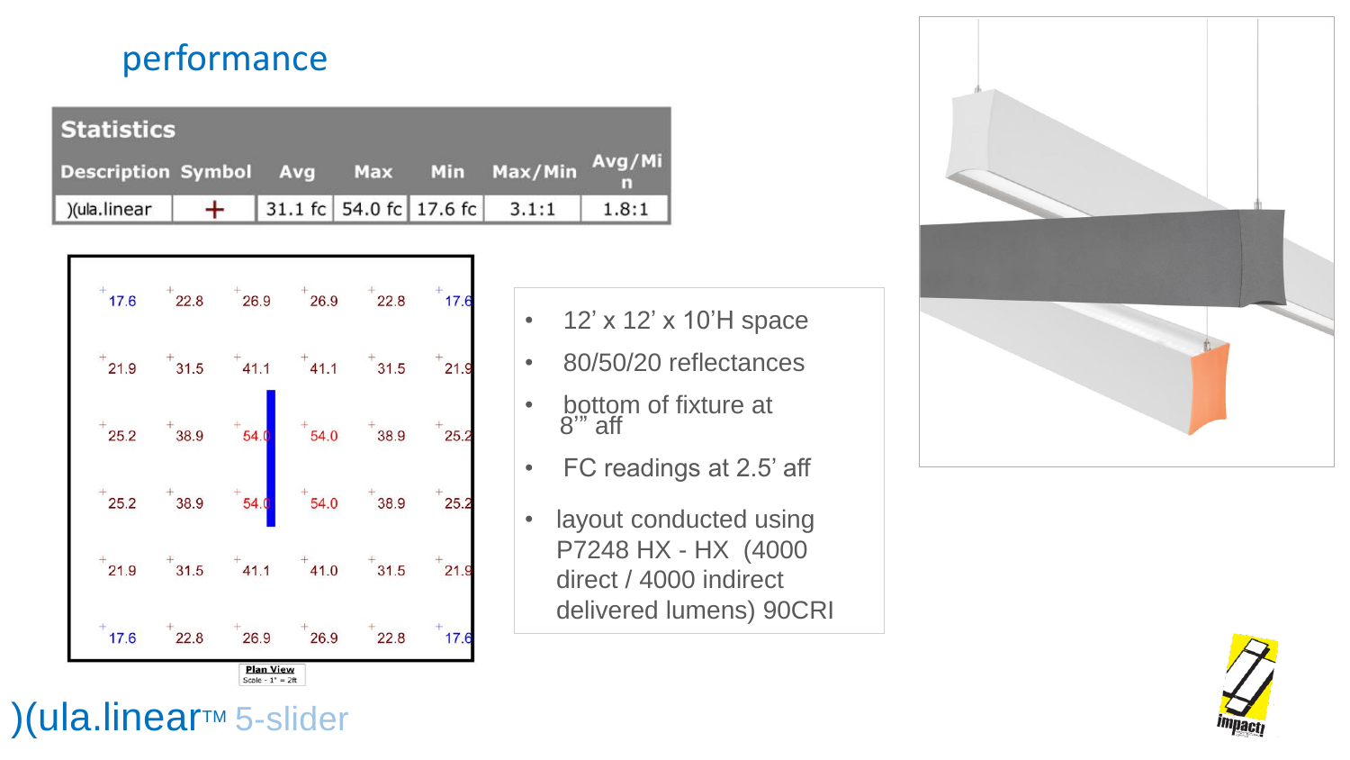## performance

**Statistics**

| Description | Symbol | Avg | Max | Min | Max/Min | Avg/Min |
|---|---|---|---|---|---|---|
| )(ula.linear | + | 31.1 fc | 54.0 fc | 17.6 fc | 3.1:1 | 1.8:1 |

| | | | | | |
|---|---|---|---|---|---|
| 17.6 | 22.8 | 26.9 | 26.9 | 22.8 | 17.6 |
| 21.9 | 31.5 | 41.1 | 41.1 | 31.5 | 21.9 |
| 25.2 | 38.9 | 54.0 | 54.0 | 38.9 | 25.2 |
| 25.2 | 38.9 | 54.0 | 54.0 | 38.9 | 25.2 |
| 21.9 | 31.5 | 41.1 | 41.0 | 31.5 | 21.9 |
| 17.6 | 22.8 | 26.9 | 26.9 | 22.8 | 17.6 |

Plan View
Scale - 1" = 2ft

- 12' x 12' x 10'H space
- 80/50/20 reflectances
- bottom of fixture at 8'" aff
- FC readings at 2.5' aff
- layout conducted using P7248 HX - HX (4000 direct / 4000 indirect delivered lumens) 90CRI

)(ula.linear™ 5-slider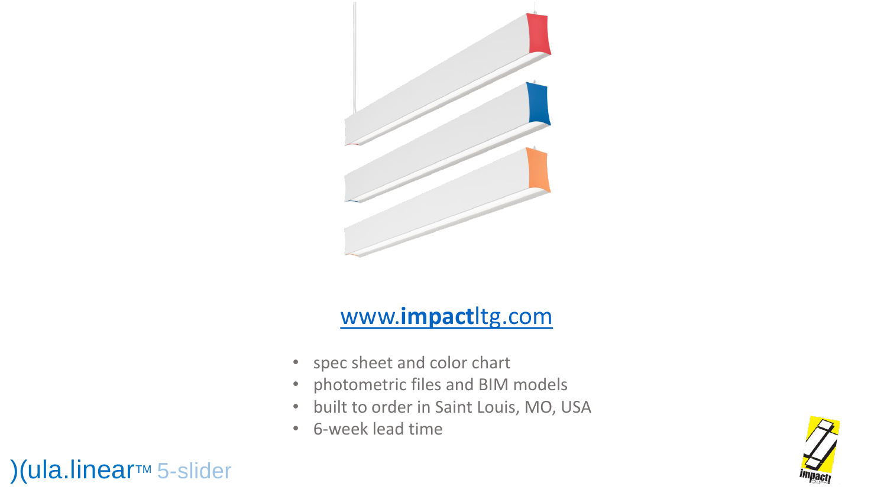[www.**impact**ltg.com](http://www.impactltg.com)

- spec sheet and color chart
- photometric files and BIM models
- built to order in Saint Louis, MO, USA
- 6-week lead time

)(ula.linear™ 5-slider